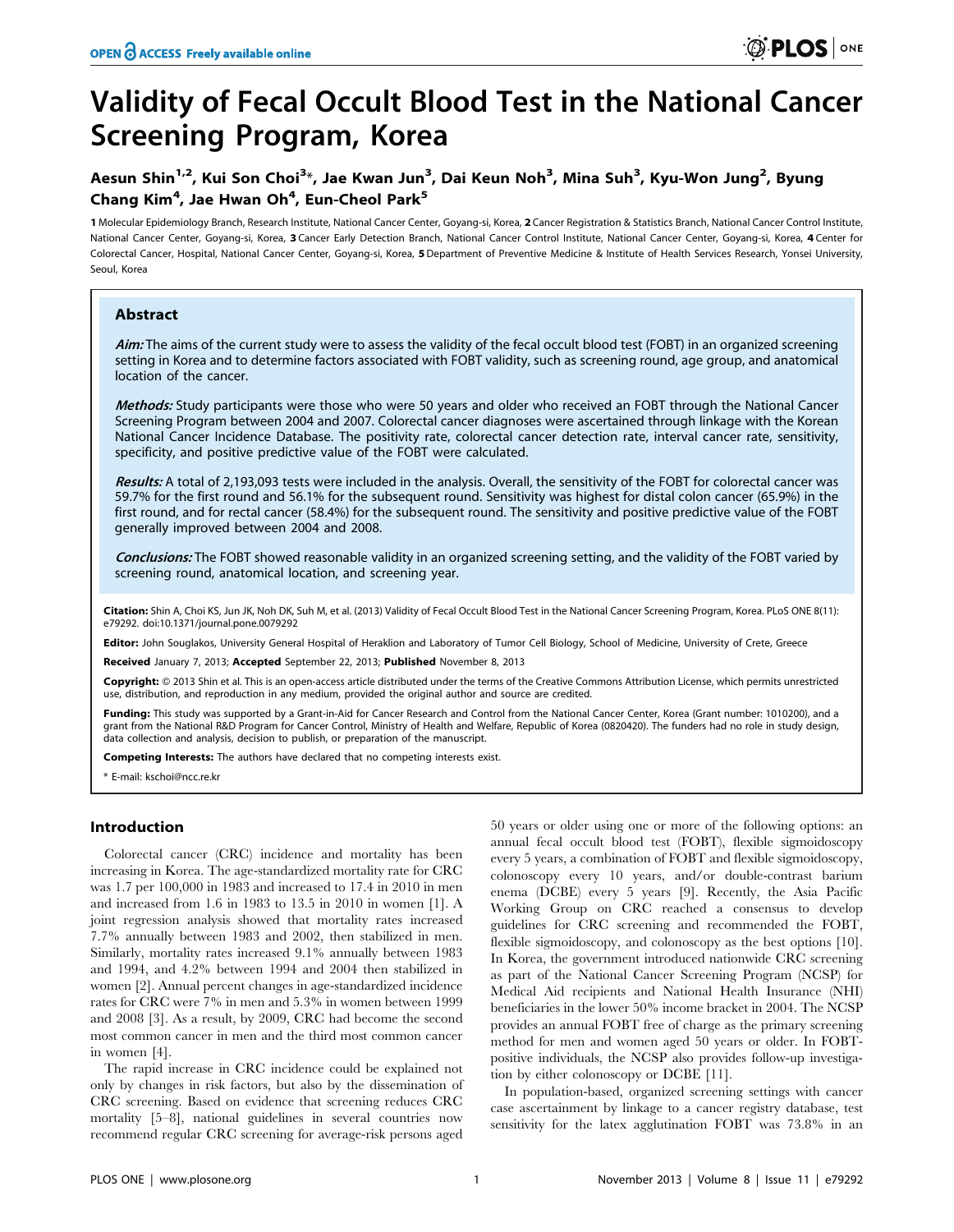# Validity of Fecal Occult Blood Test in the National Cancer Screening Program, Korea

Aesun Shin[1,2], Kui Son Choi[3]*, Jae Kwan Jun[3], Dai Keun Noh[3], Mina Suh[3], Kyu-Won Jung[2], Byung Chang Kim[4], Jae Hwan Oh[4], Eun-Cheol Park[5]

**1** Molecular Epidemiology Branch, Research Institute, National Cancer Center, Goyang-si, Korea, **2** Cancer Registration & Statistics Branch, National Cancer Control Institute, National Cancer Center, Goyang-si, Korea, **3** Cancer Early Detection Branch, National Cancer Control Institute, National Cancer Center, Goyang-si, Korea, **4** Center for Colorectal Cancer, Hospital, National Cancer Center, Goyang-si, Korea, **5** Department of Preventive Medicine & Institute of Health Services Research, Yonsei University, Seoul, Korea

## Abstract

***Aim:*** The aims of the current study were to assess the validity of the fecal occult blood test (FOBT) in an organized screening setting in Korea and to determine factors associated with FOBT validity, such as screening round, age group, and anatomical location of the cancer.

***Methods:*** Study participants were those who were 50 years and older who received an FOBT through the National Cancer Screening Program between 2004 and 2007. Colorectal cancer diagnoses were ascertained through linkage with the Korean National Cancer Incidence Database. The positivity rate, colorectal cancer detection rate, interval cancer rate, sensitivity, specificity, and positive predictive value of the FOBT were calculated.

***Results:*** A total of 2,193,093 tests were included in the analysis. Overall, the sensitivity of the FOBT for colorectal cancer was 59.7% for the first round and 56.1% for the subsequent round. Sensitivity was highest for distal colon cancer (65.9%) in the first round, and for rectal cancer (58.4%) for the subsequent round. The sensitivity and positive predictive value of the FOBT generally improved between 2004 and 2008.

***Conclusions:*** The FOBT showed reasonable validity in an organized screening setting, and the validity of the FOBT varied by screening round, anatomical location, and screening year.

**Citation:** Shin A, Choi KS, Jun JK, Noh DK, Suh M, et al. (2013) Validity of Fecal Occult Blood Test in the National Cancer Screening Program, Korea. PLoS ONE 8(11): e79292. doi:10.1371/journal.pone.0079292

**Editor:** John Souglakos, University General Hospital of Heraklion and Laboratory of Tumor Cell Biology, School of Medicine, University of Crete, Greece

**Received** January 7, 2013; **Accepted** September 22, 2013; **Published** November 8, 2013

**Copyright:** © 2013 Shin et al. This is an open-access article distributed under the terms of the Creative Commons Attribution License, which permits unrestricted use, distribution, and reproduction in any medium, provided the original author and source are credited.

**Funding:** This study was supported by a Grant-in-Aid for Cancer Research and Control from the National Cancer Center, Korea (Grant number: 1010200), and a grant from the National R&D Program for Cancer Control, Ministry of Health and Welfare, Republic of Korea (0820420). The funders had no role in study design, data collection and analysis, decision to publish, or preparation of the manuscript.

**Competing Interests:** The authors have declared that no competing interests exist.

* E-mail: kschoi@ncc.re.kr

## Introduction

Colorectal cancer (CRC) incidence and mortality has been increasing in Korea. The age-standardized mortality rate for CRC was 1.7 per 100,000 in 1983 and increased to 17.4 in 2010 in men and increased from 1.6 in 1983 to 13.5 in 2010 in women [1]. A joint regression analysis showed that mortality rates increased 7.7% annually between 1983 and 2002, then stabilized in men. Similarly, mortality rates increased 9.1% annually between 1983 and 1994, and 4.2% between 1994 and 2004 then stabilized in women [2]. Annual percent changes in age-standardized incidence rates for CRC were 7% in men and 5.3% in women between 1999 and 2008 [3]. As a result, by 2009, CRC had become the second most common cancer in men and the third most common cancer in women [4].

The rapid increase in CRC incidence could be explained not only by changes in risk factors, but also by the dissemination of CRC screening. Based on evidence that screening reduces CRC mortality [5–8], national guidelines in several countries now recommend regular CRC screening for average-risk persons aged 50 years or older using one or more of the following options: an annual fecal occult blood test (FOBT), flexible sigmoidoscopy every 5 years, a combination of FOBT and flexible sigmoidoscopy, colonoscopy every 10 years, and/or double-contrast barium enema (DCBE) every 5 years [9]. Recently, the Asia Pacific Working Group on CRC reached a consensus to develop guidelines for CRC screening and recommended the FOBT, flexible sigmoidoscopy, and colonoscopy as the best options [10]. In Korea, the government introduced nationwide CRC screening as part of the National Cancer Screening Program (NCSP) for Medical Aid recipients and National Health Insurance (NHI) beneficiaries in the lower 50% income bracket in 2004. The NCSP provides an annual FOBT free of charge as the primary screening method for men and women aged 50 years or older. In FOBT-positive individuals, the NCSP also provides follow-up investigation by either colonoscopy or DCBE [11].

In population-based, organized screening settings with cancer case ascertainment by linkage to a cancer registry database, test sensitivity for the latex agglutination FOBT was 73.8% in an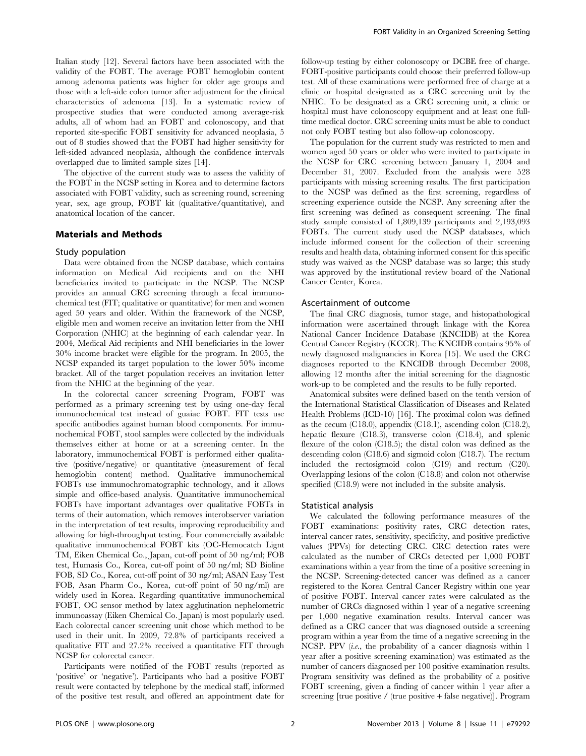Italian study [12]. Several factors have been associated with the validity of the FOBT. The average FOBT hemoglobin content among adenoma patients was higher for older age groups and those with a left-side colon tumor after adjustment for the clinical characteristics of adenoma [13]. In a systematic review of prospective studies that were conducted among average-risk adults, all of whom had an FOBT and colonoscopy, and that reported site-specific FOBT sensitivity for advanced neoplasia, 5 out of 8 studies showed that the FOBT had higher sensitivity for left-sided advanced neoplasia, although the confidence intervals overlapped due to limited sample sizes [14].

The objective of the current study was to assess the validity of the FOBT in the NCSP setting in Korea and to determine factors associated with FOBT validity, such as screening round, screening year, sex, age group, FOBT kit (qualitative/quantitative), and anatomical location of the cancer.

## Materials and Methods

### Study population

Data were obtained from the NCSP database, which contains information on Medical Aid recipients and on the NHI beneficiaries invited to participate in the NCSP. The NCSP provides an annual CRC screening through a fecal immunochemical test (FIT; qualitative or quantitative) for men and women aged 50 years and older. Within the framework of the NCSP, eligible men and women receive an invitation letter from the NHI Corporation (NHIC) at the beginning of each calendar year. In 2004, Medical Aid recipients and NHI beneficiaries in the lower 30% income bracket were eligible for the program. In 2005, the NCSP expanded its target population to the lower 50% income bracket. All of the target population receives an invitation letter from the NHIC at the beginning of the year.

In the colorectal cancer screening Program, FOBT was performed as a primary screening test by using one-day fecal immunochemical test instead of guaiac FOBT. FIT tests use specific antibodies against human blood components. For immunochemical FOBT, stool samples were collected by the individuals themselves either at home or at a screening center. In the laboratory, immunochemical FOBT is performed either qualitative (positive/negative) or quantitative (measurement of fecal hemoglobin content) method. Qualitative immunochemical FOBTs use immunochromatographic technology, and it allows simple and office-based analysis. Quantitative immunochemical FOBTs have important advantages over qualitative FOBTs in terms of their automation, which removes interobserver variation in the interpretation of test results, improving reproducibility and allowing for high-throughput testing. Four commercially available qualitative immunochemical FOBT kits (OC-Hemocatch Lignt TM, Eiken Chemical Co., Japan, cut-off point of 50 ng/ml; FOB test, Humasis Co., Korea, cut-off point of 50 ng/ml; SD Bioline FOB, SD Co., Korea, cut-off point of 30 ng/ml; ASAN Easy Test FOB, Asan Pharm Co., Korea, cut-off point of 50 ng/ml) are widely used in Korea. Regarding quantitative immunochemical FOBT, OC sensor method by latex agglutination nephelometric immunoassay (Eiken Chemical Co. Japan) is most popularly used. Each colorectal cancer screening unit chose which method to be used in their unit. In 2009, 72.8% of participants received a qualitative FIT and 27.2% received a quantitative FIT through NCSP for colorectal cancer.

Participants were notified of the FOBT results (reported as 'positive' or 'negative'). Participants who had a positive FOBT result were contacted by telephone by the medical staff, informed of the positive test result, and offered an appointment date for follow-up testing by either colonoscopy or DCBE free of charge. FOBT-positive participants could choose their preferred follow-up test. All of these examinations were performed free of charge at a clinic or hospital designated as a CRC screening unit by the NHIC. To be designated as a CRC screening unit, a clinic or hospital must have colonoscopy equipment and at least one full-time medical doctor. CRC screening units must be able to conduct not only FOBT testing but also follow-up colonoscopy.

The population for the current study was restricted to men and women aged 50 years or older who were invited to participate in the NCSP for CRC screening between January 1, 2004 and December 31, 2007. Excluded from the analysis were 528 participants with missing screening results. The first participation to the NCSP was defined as the first screening, regardless of screening experience outside the NCSP. Any screening after the first screening was defined as consequent screening. The final study sample consisted of 1,809,139 participants and 2,193,093 FOBTs. The current study used the NCSP databases, which include informed consent for the collection of their screening results and health data, obtaining informed consent for this specific study was waived as the NCSP database was so large; this study was approved by the institutional review board of the National Cancer Center, Korea.

### Ascertainment of outcome

The final CRC diagnosis, tumor stage, and histopathological information were ascertained through linkage with the Korea National Cancer Incidence Database (KNCIDB) at the Korea Central Cancer Registry (KCCR). The KNCIDB contains 95% of newly diagnosed malignancies in Korea [15]. We used the CRC diagnoses reported to the KNCIDB through December 2008, allowing 12 months after the initial screening for the diagnostic work-up to be completed and the results to be fully reported.

Anatomical subsites were defined based on the tenth version of the International Statistical Classification of Diseases and Related Health Problems (ICD-10) [16]. The proximal colon was defined as the cecum (C18.0), appendix (C18.1), ascending colon (C18.2), hepatic flexure (C18.3), transverse colon (C18.4), and splenic flexure of the colon (C18.5); the distal colon was defined as the descending colon (C18.6) and sigmoid colon (C18.7). The rectum included the rectosigmoid colon (C19) and rectum (C20). Overlapping lesions of the colon (C18.8) and colon not otherwise specified (C18.9) were not included in the subsite analysis.

### Statistical analysis

We calculated the following performance measures of the FOBT examinations: positivity rates, CRC detection rates, interval cancer rates, sensitivity, specificity, and positive predictive values (PPVs) for detecting CRC. CRC detection rates were calculated as the number of CRCs detected per 1,000 FOBT examinations within a year from the time of a positive screening in the NCSP. Screening-detected cancer was defined as a cancer registered to the Korea Central Cancer Registry within one year of positive FOBT. Interval cancer rates were calculated as the number of CRCs diagnosed within 1 year of a negative screening per 1,000 negative examination results. Interval cancer was defined as a CRC cancer that was diagnosed outside a screening program within a year from the time of a negative screening in the NCSP. PPV (*i.e.*, the probability of a cancer diagnosis within 1 year after a positive screening examination) was estimated as the number of cancers diagnosed per 100 positive examination results. Program sensitivity was defined as the probability of a positive FOBT screening, given a finding of cancer within 1 year after a screening [true positive / (true positive + false negative)]. Program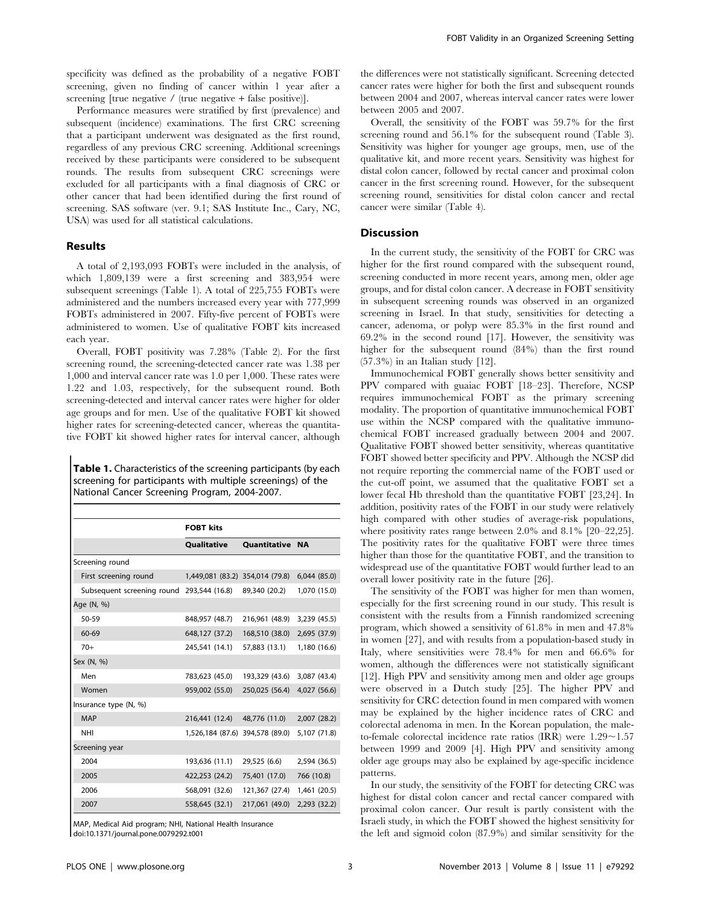specificity was defined as the probability of a negative FOBT screening, given no finding of cancer within 1 year after a screening [true negative / (true negative + false positive)].

Performance measures were stratified by first (prevalence) and subsequent (incidence) examinations. The first CRC screening that a participant underwent was designated as the first round, regardless of any previous CRC screening. Additional screenings received by these participants were considered to be subsequent rounds. The results from subsequent CRC screenings were excluded for all participants with a final diagnosis of CRC or other cancer that had been identified during the first round of screening. SAS software (ver. 9.1; SAS Institute Inc., Cary, NC, USA) was used for all statistical calculations.

## Results

A total of 2,193,093 FOBTs were included in the analysis, of which 1,809,139 were a first screening and 383,954 were subsequent screenings (Table 1). A total of 225,755 FOBTs were administered and the numbers increased every year with 777,999 FOBTs administered in 2007. Fifty-five percent of FOBTs were administered to women. Use of qualitative FOBT kits increased each year.

Overall, FOBT positivity was 7.28% (Table 2). For the first screening round, the screening-detected cancer rate was 1.38 per 1,000 and interval cancer rate was 1.0 per 1,000. These rates were 1.22 and 1.03, respectively, for the subsequent round. Both screening-detected and interval cancer rates were higher for older age groups and for men. Use of the qualitative FOBT kit showed higher rates for screening-detected cancer, whereas the quantitative FOBT kit showed higher rates for interval cancer, although the differences were not statistically significant. Screening detected cancer rates were higher for both the first and subsequent rounds between 2004 and 2007, whereas interval cancer rates were lower between 2005 and 2007.

Overall, the sensitivity of the FOBT was 59.7% for the first screening round and 56.1% for the subsequent round (Table 3). Sensitivity was higher for younger age groups, men, use of the qualitative kit, and more recent years. Sensitivity was highest for distal colon cancer, followed by rectal cancer and proximal colon cancer in the first screening round. However, for the subsequent screening round, sensitivities for distal colon cancer and rectal cancer were similar (Table 4).

**Table 1.** Characteristics of the screening participants (by each screening for participants with multiple screenings) of the National Cancer Screening Program, 2004-2007.

| | FOBT kits | | |
|---|---|---|---|
| | Qualitative | Quantitative | NA |
| Screening round | | | |
| First screening round | 1,449,081 (83.2) | 354,014 (79.8) | 6,044 (85.0) |
| Subsequent screening round | 293,544 (16.8) | 89,340 (20.2) | 1,070 (15.0) |
| Age (N, %) | | | |
| 50-59 | 848,957 (48.7) | 216,961 (48.9) | 3,239 (45.5) |
| 60-69 | 648,127 (37.2) | 168,510 (38.0) | 2,695 (37.9) |
| 70+ | 245,541 (14.1) | 57,883 (13.1) | 1,180 (16.6) |
| Sex (N, %) | | | |
| Men | 783,623 (45.0) | 193,329 (43.6) | 3,087 (43.4) |
| Women | 959,002 (55.0) | 250,025 (56.4) | 4,027 (56.6) |
| Insurance type (N, %) | | | |
| MAP | 216,441 (12.4) | 48,776 (11.0) | 2,007 (28.2) |
| NHI | 1,526,184 (87.6) | 394,578 (89.0) | 5,107 (71.8) |
| Screening year | | | |
| 2004 | 193,636 (11.1) | 29,525 (6.6) | 2,594 (36.5) |
| 2005 | 422,253 (24.2) | 75,401 (17.0) | 766 (10.8) |
| 2006 | 568,091 (32.6) | 121,367 (27.4) | 1,461 (20.5) |
| 2007 | 558,645 (32.1) | 217,061 (49.0) | 2,293 (32.2) |

MAP, Medical Aid program; NHI, National Health Insurance
doi:10.1371/journal.pone.0079292.t001

## Discussion

In the current study, the sensitivity of the FOBT for CRC was higher for the first round compared with the subsequent round, screening conducted in more recent years, among men, older age groups, and for distal colon cancer. A decrease in FOBT sensitivity in subsequent screening rounds was observed in an organized screening in Israel. In that study, sensitivities for detecting a cancer, adenoma, or polyp were 85.3% in the first round and 69.2% in the second round [17]. However, the sensitivity was higher for the subsequent round (84%) than the first round (57.3%) in an Italian study [12].

Immunochemical FOBT generally shows better sensitivity and PPV compared with guaiac FOBT [18–23]. Therefore, NCSP requires immunochemical FOBT as the primary screening modality. The proportion of quantitative immunochemical FOBT use within the NCSP compared with the qualitative immunochemical FOBT increased gradually between 2004 and 2007. Qualitative FOBT showed better sensitivity, whereas quantitative FOBT showed better specificity and PPV. Although the NCSP did not require reporting the commercial name of the FOBT used or the cut-off point, we assumed that the qualitative FOBT set a lower fecal Hb threshold than the quantitative FOBT [23,24]. In addition, positivity rates of the FOBT in our study were relatively high compared with other studies of average-risk populations, where positivity rates range between 2.0% and 8.1% [20–22,25]. The positivity rates for the qualitative FOBT were three times higher than those for the quantitative FOBT, and the transition to widespread use of the quantitative FOBT would further lead to an overall lower positivity rate in the future [26].

The sensitivity of the FOBT was higher for men than women, especially for the first screening round in our study. This result is consistent with the results from a Finnish randomized screening program, which showed a sensitivity of 61.8% in men and 47.8% in women [27], and with results from a population-based study in Italy, where sensitivities were 78.4% for men and 66.6% for women, although the differences were not statistically significant [12]. High PPV and sensitivity among men and older age groups were observed in a Dutch study [25]. The higher PPV and sensitivity for CRC detection found in men compared with women may be explained by the higher incidence rates of CRC and colorectal adenoma in men. In the Korean population, the male-to-female colorectal incidence rate ratios (IRR) were 1.29∼1.57 between 1999 and 2009 [4]. High PPV and sensitivity among older age groups may also be explained by age-specific incidence patterns.

In our study, the sensitivity of the FOBT for detecting CRC was highest for distal colon cancer and rectal cancer compared with proximal colon cancer. Our result is partly consistent with the Israeli study, in which the FOBT showed the highest sensitivity for the left and sigmoid colon (87.9%) and similar sensitivity for the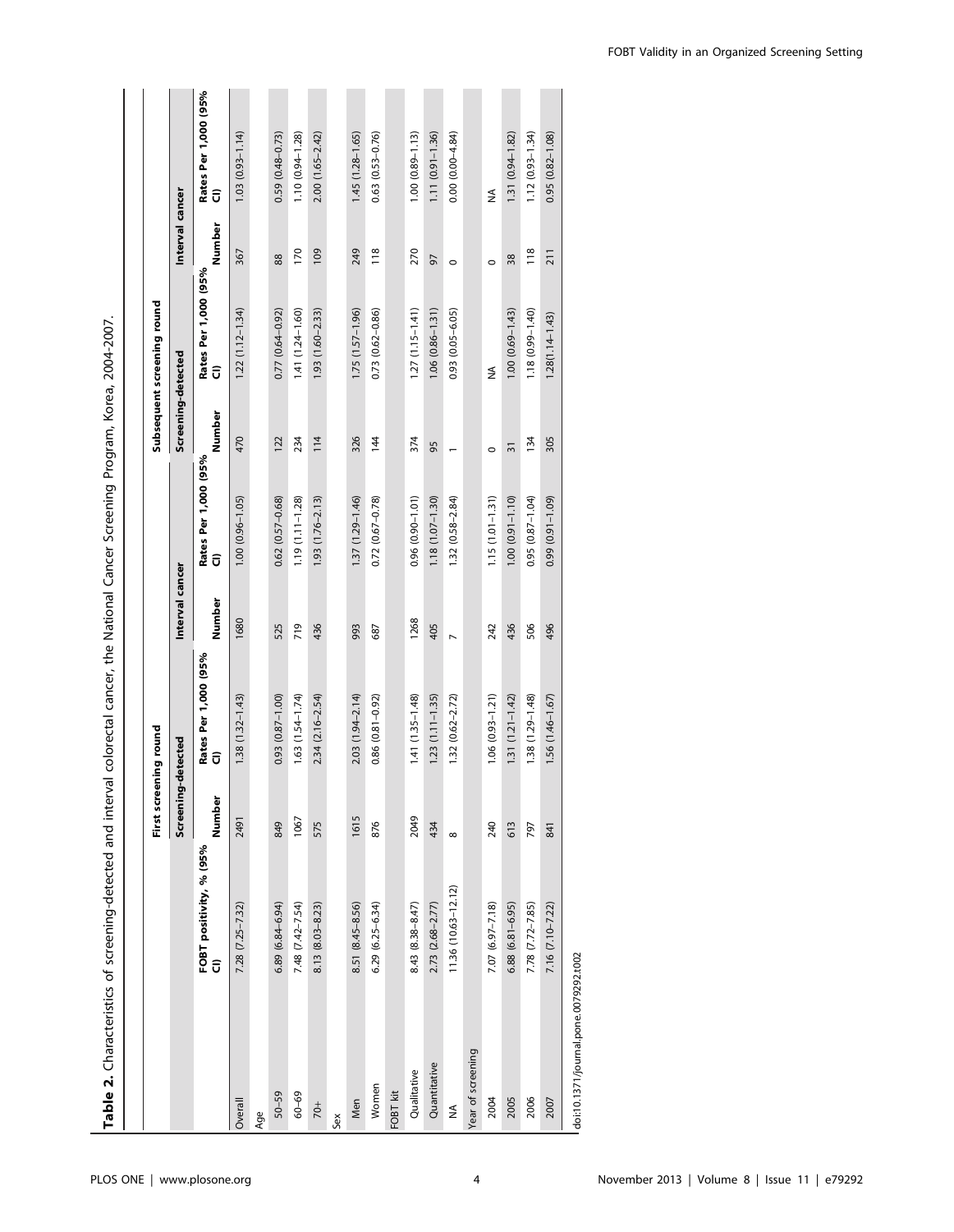**Table 2.** Characteristics of screening-detected and interval colorectal cancer, the National Cancer Screening Program, Korea, 2004-2007.

| | | First screening round | | | | Subsequent screening round | | | |
|---|---|---|---|---|---|---|---|---|---|
| | | Screening-detected | | Interval cancer | | Screening-detected | | Interval cancer | |
| | FOBT positivity, % (95% CI) | Number | Rates Per 1,000 (95% CI) | Number | Rates Per 1,000 (95% CI) | Number | Rates Per 1,000 (95% CI) | Number | Rates Per 1,000 (95% CI) |
| Overall | 7.28 (7.25–7.32) | 2491 | 1.38 (1.32–1.43) | 1680 | 1.00 (0.96–1.05) | 470 | 1.22 (1.12–1.34) | 367 | 1.03 (0.93–1.14) |
| Age | | | | | | | | | |
| 50–59 | 6.89 (6.84–6.94) | 849 | 0.93 (0.87–1.00) | 525 | 0.62 (0.57–0.68) | 122 | 0.77 (0.64–0.92) | 88 | 0.59 (0.48–0.73) |
| 60–69 | 7.48 (7.42–7.54) | 1067 | 1.63 (1.54–1.74) | 719 | 1.19 (1.11–1.28) | 234 | 1.41 (1.24–1.60) | 170 | 1.10 (0.94–1.28) |
| 70+ | 8.13 (8.03–8.23) | 575 | 2.34 (2.16–2.54) | 436 | 1.93 (1.76–2.13) | 114 | 1.93 (1.60–2.33) | 109 | 2.00 (1.65–2.42) |
| Sex | | | | | | | | | |
| Men | 8.51 (8.45–8.56) | 1615 | 2.03 (1.94–2.14) | 993 | 1.37 (1.29–1.46) | 326 | 1.75 (1.57–1.96) | 249 | 1.45 (1.28–1.65) |
| Women | 6.29 (6.25–6.34) | 876 | 0.86 (0.81–0.92) | 687 | 0.72 (0.67–0.78) | 144 | 0.73 (0.62–0.86) | 118 | 0.63 (0.53–0.76) |
| FOBT kit | | | | | | | | | |
| Qualitative | 8.43 (8.38–8.47) | 2049 | 1.41 (1.35–1.48) | 1268 | 0.96 (0.90–1.01) | 374 | 1.27 (1.15–1.41) | 270 | 1.00 (0.89–1.13) |
| Quantitative | 2.73 (2.68–2.77) | 434 | 1.23 (1.11–1.35) | 405 | 1.18 (1.07–1.30) | 95 | 1.06 (0.86–1.31) | 97 | 1.11 (0.91–1.36) |
| NA | 11.36 (10.63–12.12) | 8 | 1.32 (0.62–2.72) | 7 | 1.32 (0.58–2.84) | 1 | 0.93 (0.05–6.05) | 0 | 0.00 (0.00–4.84) |
| Year of screening | | | | | | | | | |
| 2004 | 7.07 (6.97–7.18) | 240 | 1.06 (0.93–1.21) | 242 | 1.15 (1.01–1.31) | 0 | NA | 0 | NA |
| 2005 | 6.88 (6.81–6.95) | 613 | 1.31 (1.21–1.42) | 436 | 1.00 (0.91–1.10) | 31 | 1.00 (0.69–1.43) | 38 | 1.31 (0.94–1.82) |
| 2006 | 7.78 (7.72–7.85) | 797 | 1.38 (1.29–1.48) | 506 | 0.95 (0.87–1.04) | 134 | 1.18 (0.99–1.40) | 118 | 1.12 (0.93–1.34) |
| 2007 | 7.16 (7.10–7.22) | 841 | 1.56 (1.46–1.67) | 496 | 0.99 (0.91–1.09) | 305 | 1.28(1.14–1.43) | 211 | 0.95 (0.82–1.08) |

doi:10.1371/journal.pone.0079292.t002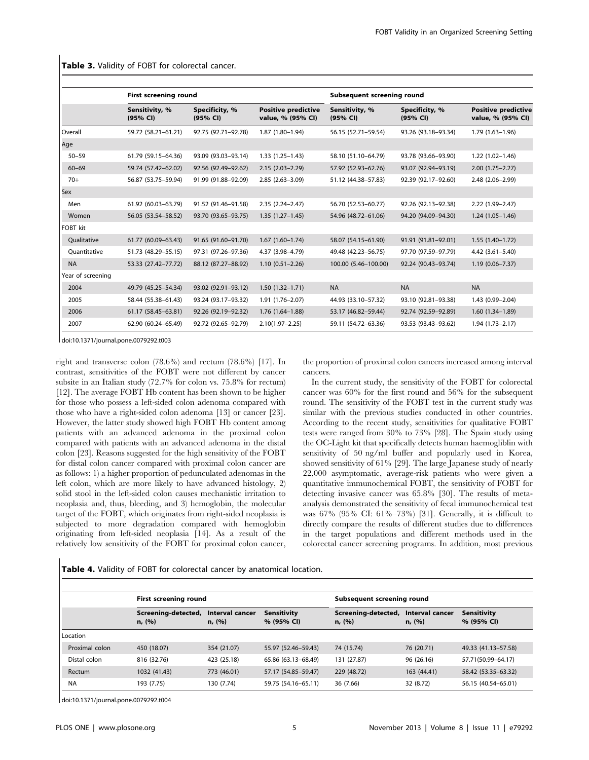**Table 3.** Validity of FOBT for colorectal cancer.

| | First screening round | | | Subsequent screening round | | |
|---|---|---|---|---|---|---|
| | Sensitivity, % (95% CI) | Specificity, % (95% CI) | Positive predictive value, % (95% CI) | Sensitivity, % (95% CI) | Specificity, % (95% CI) | Positive predictive value, % (95% CI) |
| Overall | 59.72 (58.21–61.21) | 92.75 (92.71–92.78) | 1.87 (1.80–1.94) | 56.15 (52.71–59.54) | 93.26 (93.18–93.34) | 1.79 (1.63–1.96) |
| Age | | | | | | |
| 50–59 | 61.79 (59.15–64.36) | 93.09 (93.03–93.14) | 1.33 (1.25–1.43) | 58.10 (51.10–64.79) | 93.78 (93.66–93.90) | 1.22 (1.02–1.46) |
| 60–69 | 59.74 (57.42–62.02) | 92.56 (92.49–92.62) | 2.15 (2.03–2.29) | 57.92 (52.93–62.76) | 93.07 (92.94–93.19) | 2.00 (1.75–2.27) |
| 70+ | 56.87 (53.75–59.94) | 91.99 (91.88–92.09) | 2.85 (2.63–3.09) | 51.12 (44.38–57.83) | 92.39 (92.17–92.60) | 2.48 (2.06–2.99) |
| Sex | | | | | | |
| Men | 61.92 (60.03–63.79) | 91.52 (91.46–91.58) | 2.35 (2.24–2.47) | 56.70 (52.53–60.77) | 92.26 (92.13–92.38) | 2.22 (1.99–2.47) |
| Women | 56.05 (53.54–58.52) | 93.70 (93.65–93.75) | 1.35 (1.27–1.45) | 54.96 (48.72–61.06) | 94.20 (94.09–94.30) | 1.24 (1.05–1.46) |
| FOBT kit | | | | | | |
| Qualitative | 61.77 (60.09–63.43) | 91.65 (91.60–91.70) | 1.67 (1.60–1.74) | 58.07 (54.15–61.90) | 91.91 (91.81–92.01) | 1.55 (1.40–1.72) |
| Quantitative | 51.73 (48.29–55.15) | 97.31 (97.26–97.36) | 4.37 (3.98–4.79) | 49.48 (42.23–56.75) | 97.70 (97.59–97.79) | 4.42 (3.61–5.40) |
| NA | 53.33 (27.42–77.72) | 88.12 (87.27–88.92) | 1.10 (0.51–2.26) | 100.00 (5.46–100.00) | 92.24 (90.43–93.74) | 1.19 (0.06–7.37) |
| Year of screening | | | | | | |
| 2004 | 49.79 (45.25–54.34) | 93.02 (92.91–93.12) | 1.50 (1.32–1.71) | NA | NA | NA |
| 2005 | 58.44 (55.38–61.43) | 93.24 (93.17–93.32) | 1.91 (1.76–2.07) | 44.93 (33.10–57.32) | 93.10 (92.81–93.38) | 1.43 (0.99–2.04) |
| 2006 | 61.17 (58.45–63.81) | 92.26 (92.19–92.32) | 1.76 (1.64–1.88) | 53.17 (46.82–59.44) | 92.74 (92.59–92.89) | 1.60 (1.34–1.89) |
| 2007 | 62.90 (60.24–65.49) | 92.72 (92.65–92.79) | 2.10(1.97–2.25) | 59.11 (54.72–63.36) | 93.53 (93.43–93.62) | 1.94 (1.73–2.17) |

doi:10.1371/journal.pone.0079292.t003

right and transverse colon (78.6%) and rectum (78.6%) [17]. In contrast, sensitivities of the FOBT were not different by cancer subsite in an Italian study (72.7% for colon vs. 75.8% for rectum) [12]. The average FOBT Hb content has been shown to be higher for those who possess a left-sided colon adenoma compared with those who have a right-sided colon adenoma [13] or cancer [23]. However, the latter study showed high FOBT Hb content among patients with an advanced adenoma in the proximal colon compared with patients with an advanced adenoma in the distal colon [23]. Reasons suggested for the high sensitivity of the FOBT for distal colon cancer compared with proximal colon cancer are as follows: 1) a higher proportion of pedunculated adenomas in the left colon, which are more likely to have advanced histology, 2) solid stool in the left-sided colon causes mechanistic irritation to neoplasia and, thus, bleeding, and 3) hemoglobin, the molecular target of the FOBT, which originates from right-sided neoplasia is subjected to more degradation compared with hemoglobin originating from left-sided neoplasia [14]. As a result of the relatively low sensitivity of the FOBT for proximal colon cancer, the proportion of proximal colon cancers increased among interval cancers.

In the current study, the sensitivity of the FOBT for colorectal cancer was 60% for the first round and 56% for the subsequent round. The sensitivity of the FOBT test in the current study was similar with the previous studies conducted in other countries. According to the recent study, sensitivities for qualitative FOBT tests were ranged from 30% to 73% [28]. The Spain study using the OC-Light kit that specifically detects human haemogliblin with sensitivity of 50 ng/ml buffer and popularly used in Korea, showed sensitivity of 61% [29]. The large Japanese study of nearly 22,000 asymptomatic, average-risk patients who were given a quantitative immunochemical FOBT, the sensitivity of FOBT for detecting invasive cancer was 65.8% [30]. The results of meta-analysis demonstrated the sensitivity of fecal immunochemical test was 67% (95% CI: 61%–73%) [31]. Generally, it is difficult to directly compare the results of different studies due to differences in the target populations and different methods used in the colorectal cancer screening programs. In addition, most previous

**Table 4.** Validity of FOBT for colorectal cancer by anatomical location.

| | First screening round | | | Subsequent screening round | | |
|---|---|---|---|---|---|---|
| | Screening-detected, n, (%) | Interval cancer n, (%) | Sensitivity % (95% CI) | Screening-detected, n, (%) | Interval cancer n, (%) | Sensitivity % (95% CI) |
| Location | | | | | | |
| Proximal colon | 450 (18.07) | 354 (21.07) | 55.97 (52.46–59.43) | 74 (15.74) | 76 (20.71) | 49.33 (41.13–57.58) |
| Distal colon | 816 (32.76) | 423 (25.18) | 65.86 (63.13–68.49) | 131 (27.87) | 96 (26.16) | 57.71(50.99–64.17) |
| Rectum | 1032 (41.43) | 773 (46.01) | 57.17 (54.85–59.47) | 229 (48.72) | 163 (44.41) | 58.42 (53.35–63.32) |
| NA | 193 (7.75) | 130 (7.74) | 59.75 (54.16–65.11) | 36 (7.66) | 32 (8.72) | 56.15 (40.54–65.01) |

doi:10.1371/journal.pone.0079292.t004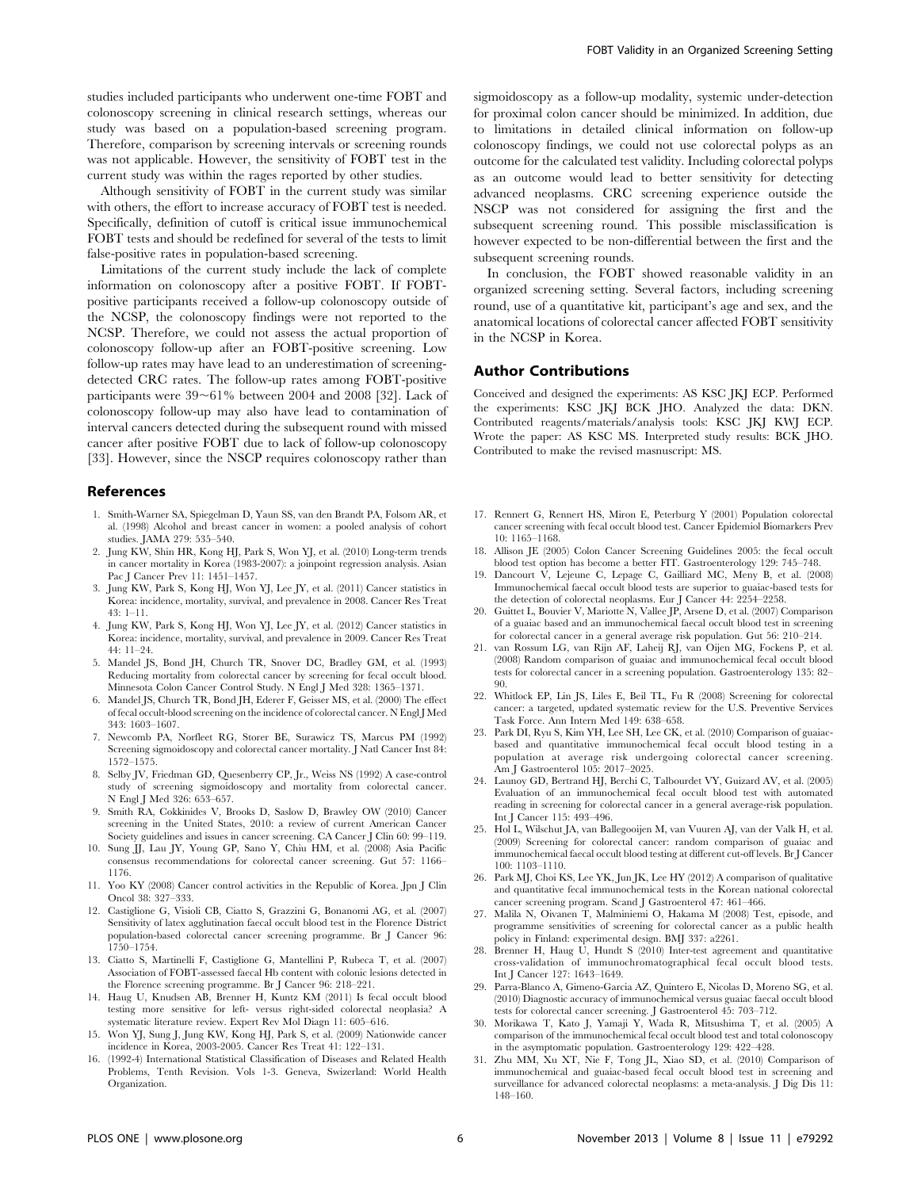studies included participants who underwent one-time FOBT and colonoscopy screening in clinical research settings, whereas our study was based on a population-based screening program. Therefore, comparison by screening intervals or screening rounds was not applicable. However, the sensitivity of FOBT test in the current study was within the rages reported by other studies.

Although sensitivity of FOBT in the current study was similar with others, the effort to increase accuracy of FOBT test is needed. Specifically, definition of cutoff is critical issue immunochemical FOBT tests and should be redefined for several of the tests to limit false-positive rates in population-based screening.

Limitations of the current study include the lack of complete information on colonoscopy after a positive FOBT. If FOBT-positive participants received a follow-up colonoscopy outside of the NCSP, the colonoscopy findings were not reported to the NCSP. Therefore, we could not assess the actual proportion of colonoscopy follow-up after an FOBT-positive screening. Low follow-up rates may have lead to an underestimation of screening-detected CRC rates. The follow-up rates among FOBT-positive participants were 39~61% between 2004 and 2008 [32]. Lack of colonoscopy follow-up may also have lead to contamination of interval cancers detected during the subsequent round with missed cancer after positive FOBT due to lack of follow-up colonoscopy [33]. However, since the NSCP requires colonoscopy rather than sigmoidoscopy as a follow-up modality, systemic under-detection for proximal colon cancer should be minimized. In addition, due to limitations in detailed clinical information on follow-up colonoscopy findings, we could not use colorectal polyps as an outcome for the calculated test validity. Including colorectal polyps as an outcome would lead to better sensitivity for detecting advanced neoplasms. CRC screening experience outside the NSCP was not considered for assigning the first and the subsequent screening round. This possible misclassification is however expected to be non-differential between the first and the subsequent screening rounds.

In conclusion, the FOBT showed reasonable validity in an organized screening setting. Several factors, including screening round, use of a quantitative kit, participant's age and sex, and the anatomical locations of colorectal cancer affected FOBT sensitivity in the NCSP in Korea.

## Author Contributions

Conceived and designed the experiments: AS KSC JKJ ECP. Performed the experiments: KSC JKJ BCK JHO. Analyzed the data: DKN. Contributed reagents/materials/analysis tools: KSC JKJ KWJ ECP. Wrote the paper: AS KSC MS. Interpreted study results: BCK JHO. Contributed to make the revised masnuscript: MS.

## References

1. Smith-Warner SA, Spiegelman D, Yaun SS, van den Brandt PA, Folsom AR, et al. (1998) Alcohol and breast cancer in women: a pooled analysis of cohort studies. JAMA 279: 535–540.
2. Jung KW, Shin HR, Kong HJ, Park S, Won YJ, et al. (2010) Long-term trends in cancer mortality in Korea (1983-2007): a joinpoint regression analysis. Asian Pac J Cancer Prev 11: 1451–1457.
3. Jung KW, Park S, Kong HJ, Won YJ, Lee JY, et al. (2011) Cancer statistics in Korea: incidence, mortality, survival, and prevalence in 2008. Cancer Res Treat 43: 1–11.
4. Jung KW, Park S, Kong HJ, Won YJ, Lee JY, et al. (2012) Cancer statistics in Korea: incidence, mortality, survival, and prevalence in 2009. Cancer Res Treat 44: 11–24.
5. Mandel JS, Bond JH, Church TR, Snover DC, Bradley GM, et al. (1993) Reducing mortality from colorectal cancer by screening for fecal occult blood. Minnesota Colon Cancer Control Study. N Engl J Med 328: 1365–1371.
6. Mandel JS, Church TR, Bond JH, Ederer F, Geisser MS, et al. (2000) The effect of fecal occult-blood screening on the incidence of colorectal cancer. N Engl J Med 343: 1603–1607.
7. Newcomb PA, Norfleet RG, Storer BE, Surawicz TS, Marcus PM (1992) Screening sigmoidoscopy and colorectal cancer mortality. J Natl Cancer Inst 84: 1572–1575.
8. Selby JV, Friedman GD, Quesenberry CP, Jr., Weiss NS (1992) A case-control study of screening sigmoidoscopy and mortality from colorectal cancer. N Engl J Med 326: 653–657.
9. Smith RA, Cokkinides V, Brooks D, Saslow D, Brawley OW (2010) Cancer screening in the United States, 2010: a review of current American Cancer Society guidelines and issues in cancer screening. CA Cancer J Clin 60: 99–119.
10. Sung JJ, Lau JY, Young GP, Sano Y, Chiu HM, et al. (2008) Asia Pacific consensus recommendations for colorectal cancer screening. Gut 57: 1166–1176.
11. Yoo KY (2008) Cancer control activities in the Republic of Korea. Jpn J Clin Oncol 38: 327–333.
12. Castiglione G, Visioli CB, Ciatto S, Grazzini G, Bonanomi AG, et al. (2007) Sensitivity of latex agglutination faecal occult blood test in the Florence District population-based colorectal cancer screening programme. Br J Cancer 96: 1750–1754.
13. Ciatto S, Martinelli F, Castiglione G, Mantellini P, Rubeca T, et al. (2007) Association of FOBT-assessed faecal Hb content with colonic lesions detected in the Florence screening programme. Br J Cancer 96: 218–221.
14. Haug U, Knudsen AB, Brenner H, Kuntz KM (2011) Is fecal occult blood testing more sensitive for left- versus right-sided colorectal neoplasia? A systematic literature review. Expert Rev Mol Diagn 11: 605–616.
15. Won YJ, Sung J, Jung KW, Kong HJ, Park S, et al. (2009) Nationwide cancer incidence in Korea, 2003-2005. Cancer Res Treat 41: 122–131.
16. (1992-4) International Statistical Classification of Diseases and Related Health Problems, Tenth Revision. Vols 1-3. Geneva, Swizerland: World Health Organization.
17. Rennert G, Rennert HS, Miron E, Peterburg Y (2001) Population colorectal cancer screening with fecal occult blood test. Cancer Epidemiol Biomarkers Prev 10: 1165–1168.
18. Allison JE (2005) Colon Cancer Screening Guidelines 2005: the fecal occult blood test option has become a better FIT. Gastroenterology 129: 745–748.
19. Dancourt V, Lejeune C, Lepage C, Gailliard MC, Meny B, et al. (2008) Immunochemical faecal occult blood tests are superior to guaiac-based tests for the detection of colorectal neoplasms. Eur J Cancer 44: 2254–2258.
20. Guittet L, Bouvier V, Mariotte N, Vallee JP, Arsene D, et al. (2007) Comparison of a guaiac based and an immunochemical faecal occult blood test in screening for colorectal cancer in a general average risk population. Gut 56: 210–214.
21. van Rossum LG, van Rijn AF, Laheij RJ, van Oijen MG, Fockens P, et al. (2008) Random comparison of guaiac and immunochemical fecal occult blood tests for colorectal cancer in a screening population. Gastroenterology 135: 82–90.
22. Whitlock EP, Lin JS, Liles E, Beil TL, Fu R (2008) Screening for colorectal cancer: a targeted, updated systematic review for the U.S. Preventive Services Task Force. Ann Intern Med 149: 638–658.
23. Park DI, Ryu S, Kim YH, Lee SH, Lee CK, et al. (2010) Comparison of guaiac-based and quantitative immunochemical fecal occult blood testing in a population at average risk undergoing colorectal cancer screening. Am J Gastroenterol 105: 2017–2025.
24. Launoy GD, Bertrand HJ, Berchi C, Talbourdet VY, Guizard AV, et al. (2005) Evaluation of an immunochemical fecal occult blood test with automated reading in screening for colorectal cancer in a general average-risk population. Int J Cancer 115: 493–496.
25. Hol L, Wilschut JA, van Ballegooijen M, van Vuuren AJ, van der Valk H, et al. (2009) Screening for colorectal cancer: random comparison of guaiac and immunochemical faecal occult blood testing at different cut-off levels. Br J Cancer 100: 1103–1110.
26. Park MJ, Choi KS, Lee YK, Jun JK, Lee HY (2012) A comparison of qualitative and quantitative fecal immunochemical tests in the Korean national colorectal cancer screening program. Scand J Gastroenterol 47: 461–466.
27. Malila N, Oivanen T, Malminiemi O, Hakama M (2008) Test, episode, and programme sensitivities of screening for colorectal cancer as a public health policy in Finland: experimental design. BMJ 337: a2261.
28. Brenner H, Haug U, Hundt S (2010) Inter-test agreement and quantitative cross-validation of immunochromatographical fecal occult blood tests. Int J Cancer 127: 1643–1649.
29. Parra-Blanco A, Gimeno-Garcia AZ, Quintero E, Nicolas D, Moreno SG, et al. (2010) Diagnostic accuracy of immunochemical versus guaiac faecal occult blood tests for colorectal cancer screening. J Gastroenterol 45: 703–712.
30. Morikawa T, Kato J, Yamaji Y, Wada R, Mitsushima T, et al. (2005) A comparison of the immunochemical fecal occult blood test and total colonoscopy in the asymptomatic population. Gastroenterology 129: 422–428.
31. Zhu MM, Xu XT, Nie F, Tong JL, Xiao SD, et al. (2010) Comparison of immunochemical and guaiac-based fecal occult blood test in screening and surveillance for advanced colorectal neoplasms: a meta-analysis. J Dig Dis 11: 148–160.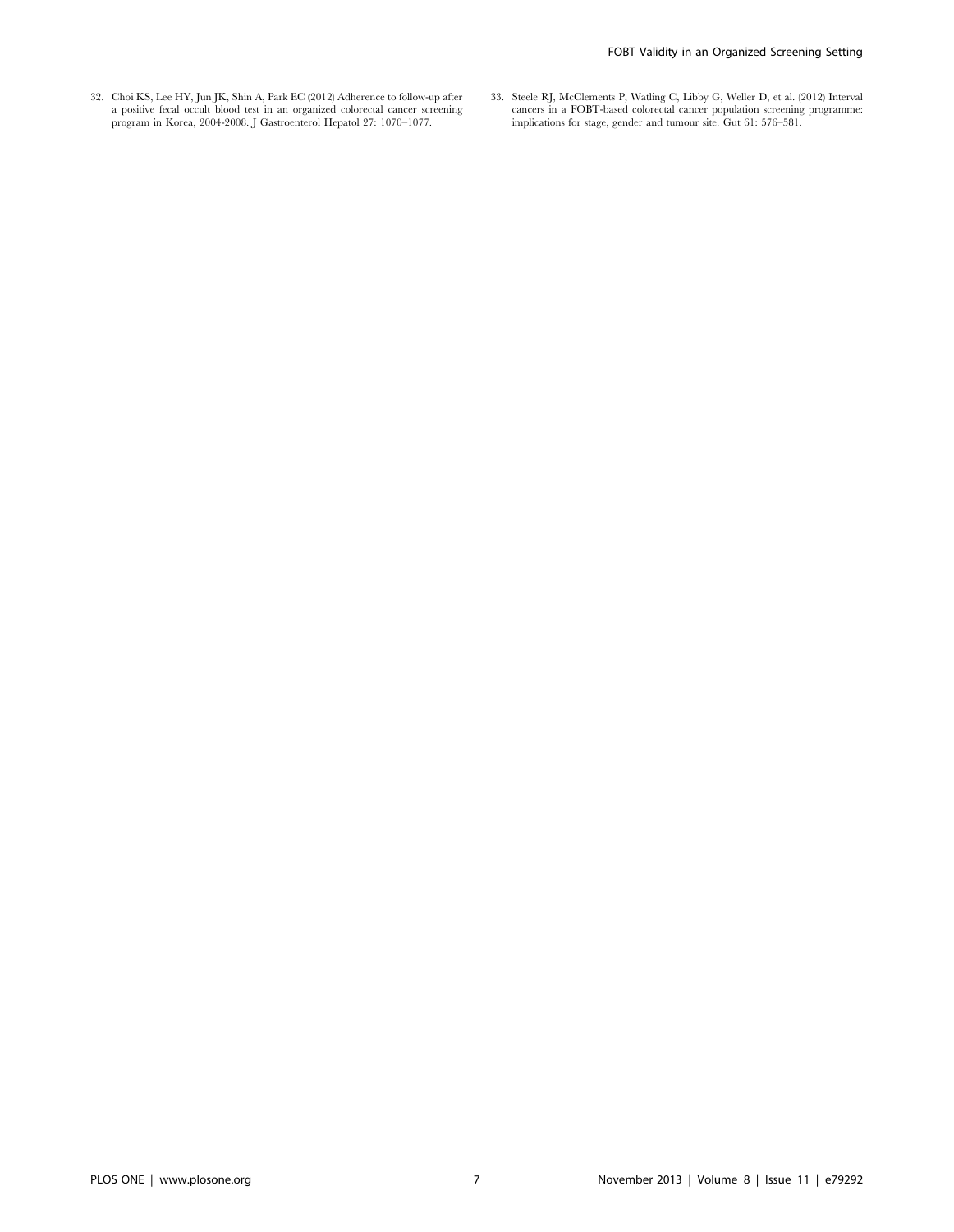32. Choi KS, Lee HY, Jun JK, Shin A, Park EC (2012) Adherence to follow-up after a positive fecal occult blood test in an organized colorectal cancer screening program in Korea, 2004-2008. J Gastroenterol Hepatol 27: 1070–1077.

33. Steele RJ, McClements P, Watling C, Libby G, Weller D, et al. (2012) Interval cancers in a FOBT-based colorectal cancer population screening programme: implications for stage, gender and tumour site. Gut 61: 576–581.